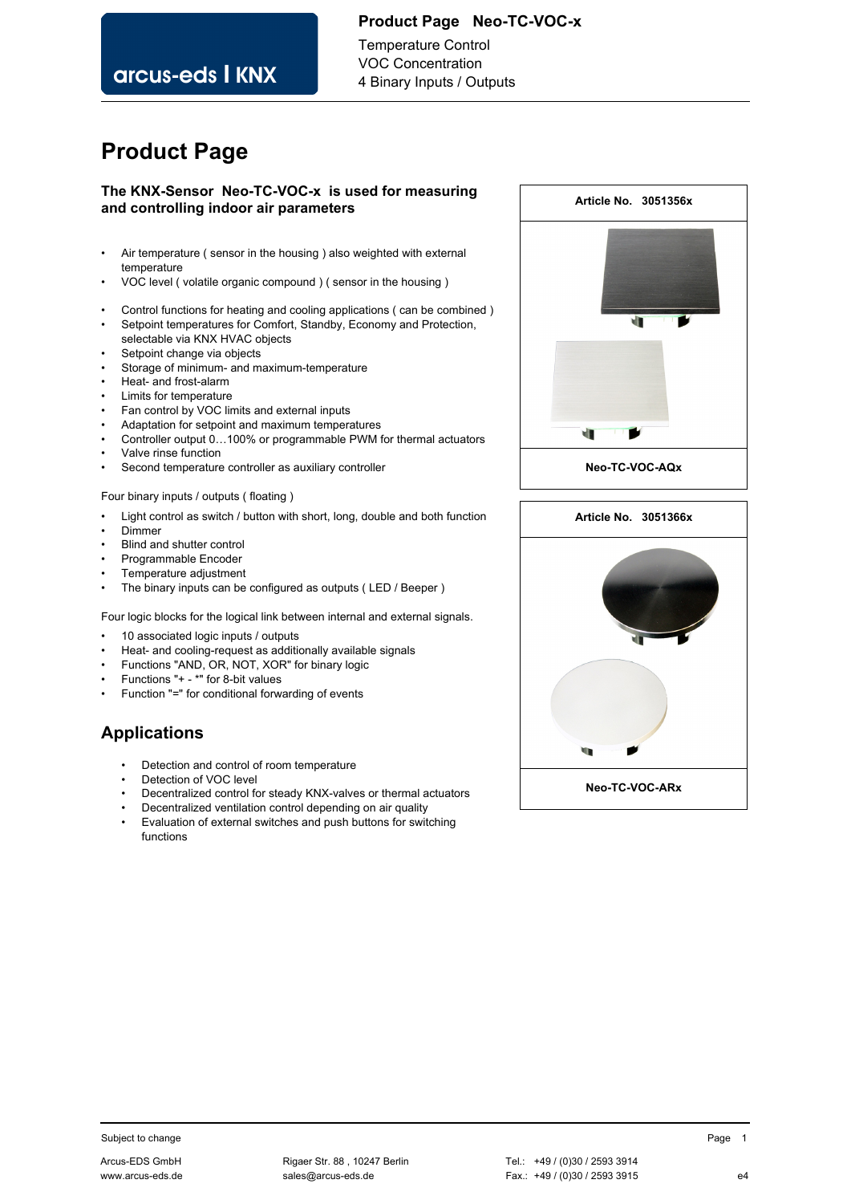# Product Page

**The KNX-Sensor Neo-TC-VOC-x is used for measuring and controlling indoor air parameters**

- Air temperature ( sensor in the housing ) also weighted with external temperature
- VOC level ( volatile organic compound ) ( sensor in the housing )

- Control functions for heating and cooling applications ( can be combined )
- Setpoint temperatures for Comfort, Standby, Economy and Protection, selectable via KNX HVAC objects
- Setpoint change via objects
- Storage of minimum- and maximum-temperature
- Heat- and frost-alarm
- Limits for temperature
- Fan control by VOC limits and external inputs
- Adaptation for setpoint and maximum temperatures
- Controller output 0…100% or programmable PWM for thermal actuators
- Valve rinse function
- Second temperature controller as auxiliary controller

Four binary inputs / outputs ( floating )

- Light control as switch / button with short, long, double and both function
- Dimmer
- Blind and shutter control
- Programmable Encoder
- Temperature adjustment
- The binary inputs can be configured as outputs ( LED / Beeper )

Four logic blocks for the logical link between internal and external signals.

- 10 associated logic inputs / outputs
- Heat- and cooling-request as additionally available signals
- Functions "AND, OR, NOT, XOR" for binary logic
- Functions "+ - *" for 8-bit values
- Function "=" for conditional forwarding of events

**Article No. 3051356x**

**Neo-TC-VOC-AQx**

**Article No. 3051366x**

**Neo-TC-VOC-ARx**

## Applications

- Detection and control of room temperature
- Detection of VOC level
- Decentralized control for steady KNX-valves or thermal actuators
- Decentralized ventilation control depending on air quality
- Evaluation of external switches and push buttons for switching functions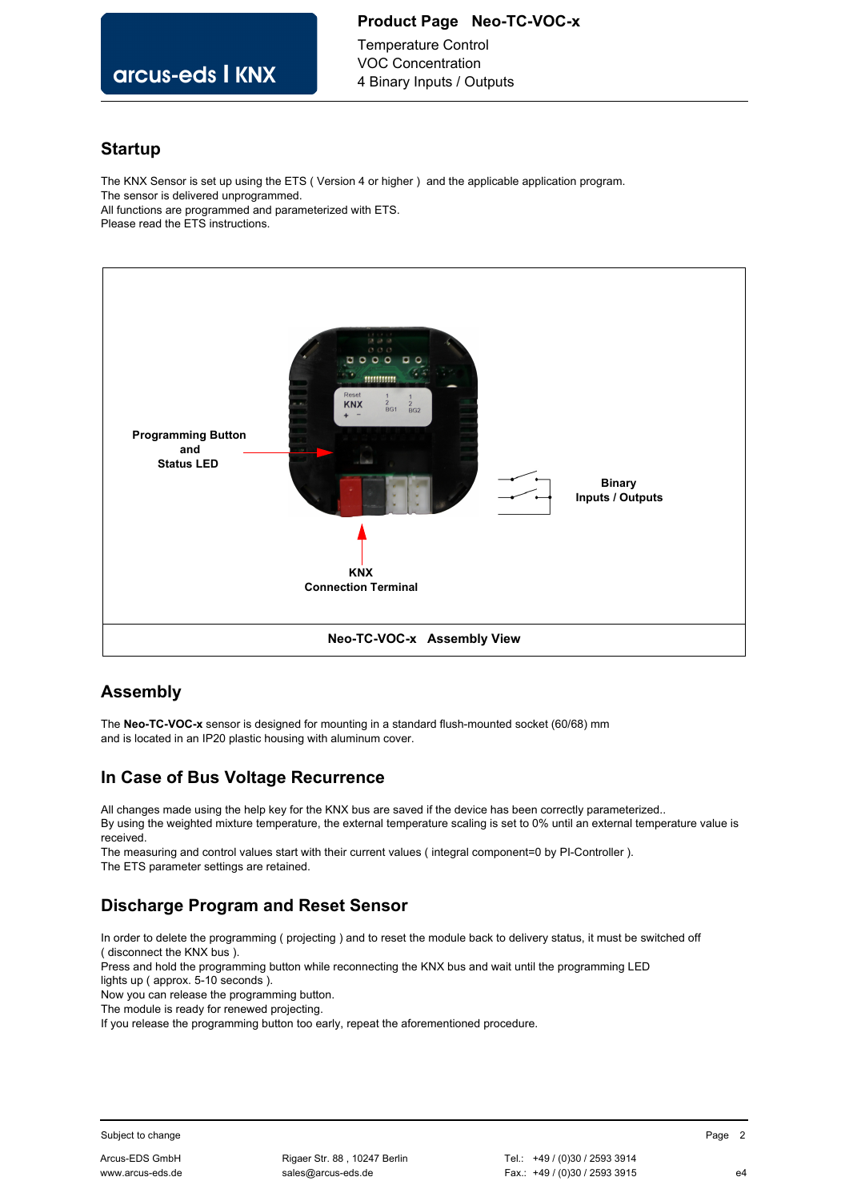## Startup

The KNX Sensor is set up using the ETS ( Version 4 or higher ) and the applicable application program.
The sensor is delivered unprogrammed.
All functions are programmed and parameterized with ETS.
Please read the ETS instructions.

Programming Button and Status LED

Binary Inputs / Outputs

KNX Connection Terminal

**Neo-TC-VOC-x Assembly View**

## Assembly

The **Neo-TC-VOC-x** sensor is designed for mounting in a standard flush-mounted socket (60/68) mm and is located in an IP20 plastic housing with aluminum cover.

## In Case of Bus Voltage Recurrence

All changes made using the help key for the KNX bus are saved if the device has been correctly parameterized..
By using the weighted mixture temperature, the external temperature scaling is set to 0% until an external temperature value is received.
The measuring and control values start with their current values ( integral component=0 by PI-Controller ).
The ETS parameter settings are retained.

## Discharge Program and Reset Sensor

In order to delete the programming ( projecting ) and to reset the module back to delivery status, it must be switched off ( disconnect the KNX bus ).
Press and hold the programming button while reconnecting the KNX bus and wait until the programming LED lights up ( approx. 5-10 seconds ).
Now you can release the programming button.
The module is ready for renewed projecting.
If you release the programming button too early, repeat the aforementioned procedure.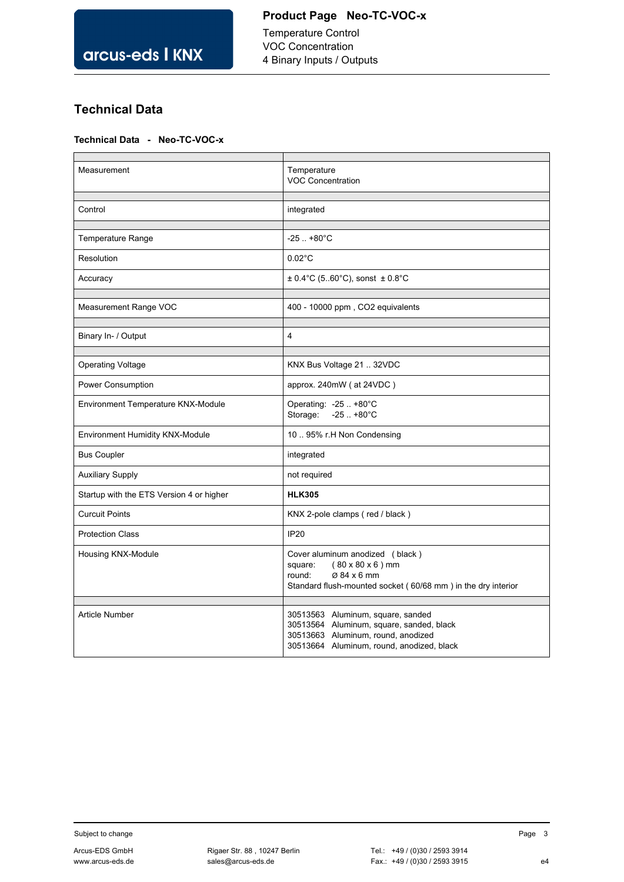## Technical Data

**Technical Data - Neo-TC-VOC-x**

| | |
|---|---|
| Measurement | Temperature<br>VOC Concentration |
| | |
| Control | integrated |
| | |
| Temperature Range | -25 .. +80°C |
| Resolution | 0.02°C |
| Accuracy | ± 0.4°C (5..60°C), sonst ± 0.8°C |
| | |
| Measurement Range VOC | 400 - 10000 ppm , $CO_2$ equivalents |
| | |
| Binary In- / Output | 4 |
| | |
| Operating Voltage | KNX Bus Voltage 21 .. 32VDC |
| Power Consumption | approx. 240mW ( at 24VDC ) |
| Environment Temperature KNX-Module | Operating: -25 .. +80°C<br>Storage: -25 .. +80°C |
| Environment Humidity KNX-Module | 10 .. 95% r.H Non Condensing |
| Bus Coupler | integrated |
| Auxiliary Supply | not required |
| Startup with the ETS Version 4 or higher | **HLK305** |
| Curcuit Points | KNX 2-pole clamps ( red / black ) |
| Protection Class | IP20 |
| Housing KNX-Module | Cover aluminum anodized ( black )<br>square: ( 80 x 80 x 6 ) mm<br>round: Ø 84 x 6 mm<br>Standard flush-mounted socket ( 60/68 mm ) in the dry interior |
| | |
| Article Number | 30513563 Aluminum, square, sanded<br>30513564 Aluminum, square, sanded, black<br>30513663 Aluminum, round, anodized<br>30513664 Aluminum, round, anodized, black |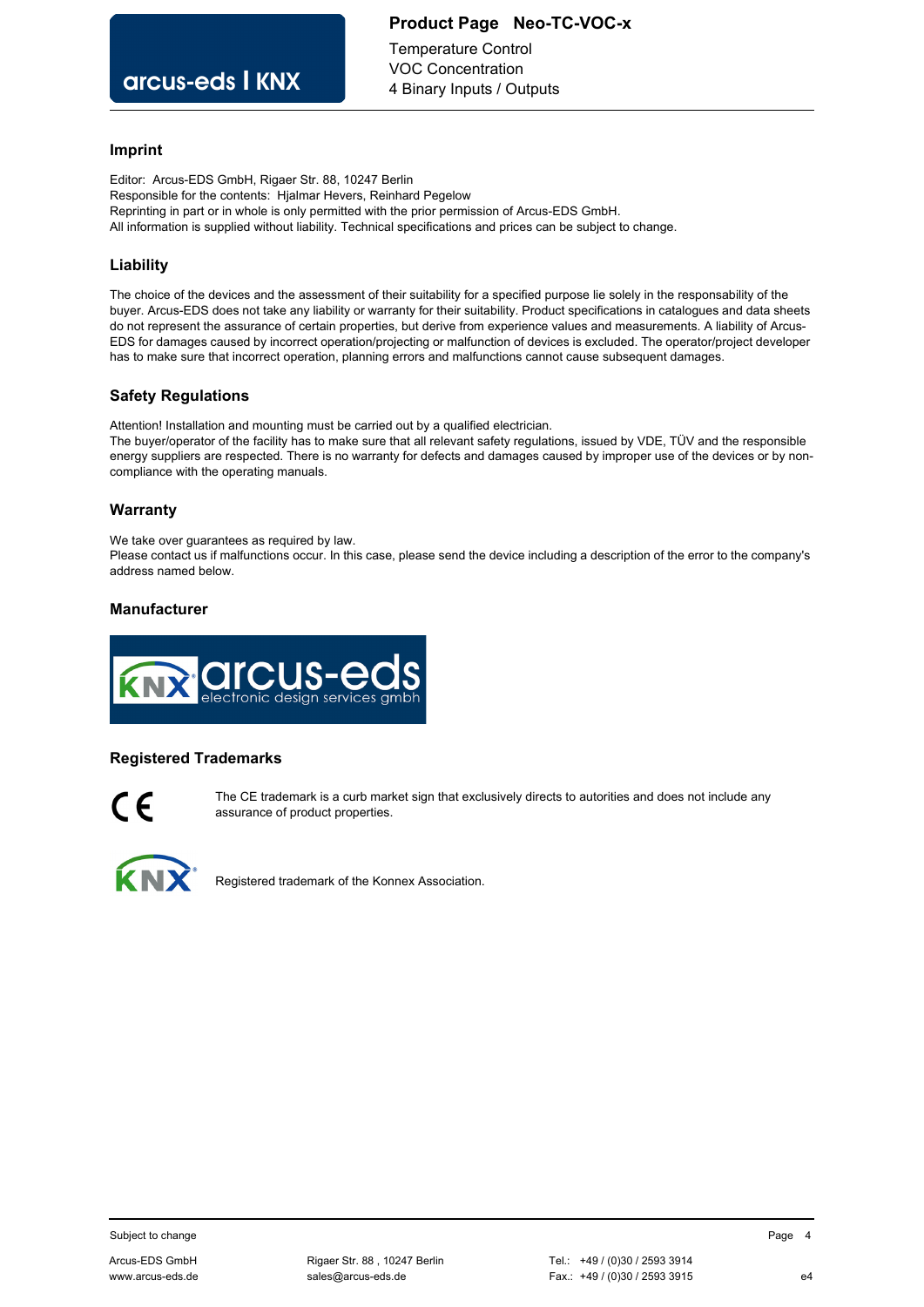## Imprint

Editor: Arcus-EDS GmbH, Rigaer Str. 88, 10247 Berlin
Responsible for the contents: Hjalmar Hevers, Reinhard Pegelow
Reprinting in part or in whole is only permitted with the prior permission of Arcus-EDS GmbH.
All information is supplied without liability. Technical specifications and prices can be subject to change.

## Liability

The choice of the devices and the assessment of their suitability for a specified purpose lie solely in the responsability of the buyer. Arcus-EDS does not take any liability or warranty for their suitability. Product specifications in catalogues and data sheets do not represent the assurance of certain properties, but derive from experience values and measurements. A liability of Arcus-EDS for damages caused by incorrect operation/projecting or malfunction of devices is excluded. The operator/project developer has to make sure that incorrect operation, planning errors and malfunctions cannot cause subsequent damages.

## Safety Regulations

Attention! Installation and mounting must be carried out by a qualified electrician.
The buyer/operator of the facility has to make sure that all relevant safety regulations, issued by VDE, TÜV and the responsible energy suppliers are respected. There is no warranty for defects and damages caused by improper use of the devices or by non-compliance with the operating manuals.

## Warranty

We take over guarantees as required by law.
Please contact us if malfunctions occur. In this case, please send the device including a description of the error to the company's address named below.

## Manufacturer

KNX arcus-eds
electronic design services gmbh

## Registered Trademarks

CE — The CE trademark is a curb market sign that exclusively directs to autorities and does not include any assurance of product properties.

KNX — Registered trademark of the Konnex Association.